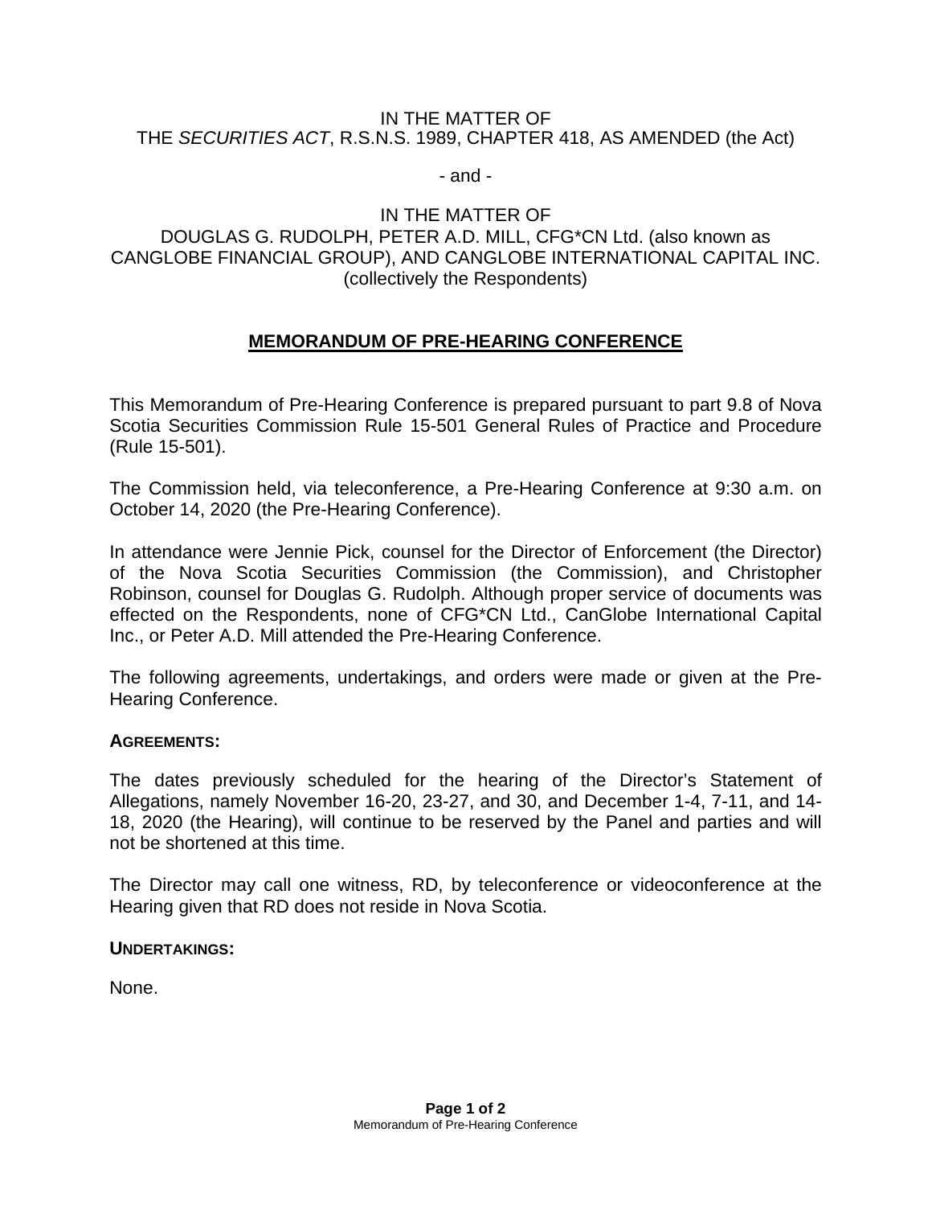IN THE MATTER OF
THE *SECURITIES ACT*, R.S.N.S. 1989, CHAPTER 418, AS AMENDED (the Act)

- and -

IN THE MATTER OF
DOUGLAS G. RUDOLPH, PETER A.D. MILL, CFG*CN Ltd. (also known as CANGLOBE FINANCIAL GROUP), AND CANGLOBE INTERNATIONAL CAPITAL INC. (collectively the Respondents)

## MEMORANDUM OF PRE-HEARING CONFERENCE

This Memorandum of Pre-Hearing Conference is prepared pursuant to part 9.8 of Nova Scotia Securities Commission Rule 15-501 General Rules of Practice and Procedure (Rule 15-501).

The Commission held, via teleconference, a Pre-Hearing Conference at 9:30 a.m. on October 14, 2020 (the Pre-Hearing Conference).

In attendance were Jennie Pick, counsel for the Director of Enforcement (the Director) of the Nova Scotia Securities Commission (the Commission), and Christopher Robinson, counsel for Douglas G. Rudolph. Although proper service of documents was effected on the Respondents, none of CFG*CN Ltd., CanGlobe International Capital Inc., or Peter A.D. Mill attended the Pre-Hearing Conference.

The following agreements, undertakings, and orders were made or given at the Pre-Hearing Conference.

**AGREEMENTS:**

The dates previously scheduled for the hearing of the Director's Statement of Allegations, namely November 16-20, 23-27, and 30, and December 1-4, 7-11, and 14-18, 2020 (the Hearing), will continue to be reserved by the Panel and parties and will not be shortened at this time.

The Director may call one witness, RD, by teleconference or videoconference at the Hearing given that RD does not reside in Nova Scotia.

**UNDERTAKINGS:**

None.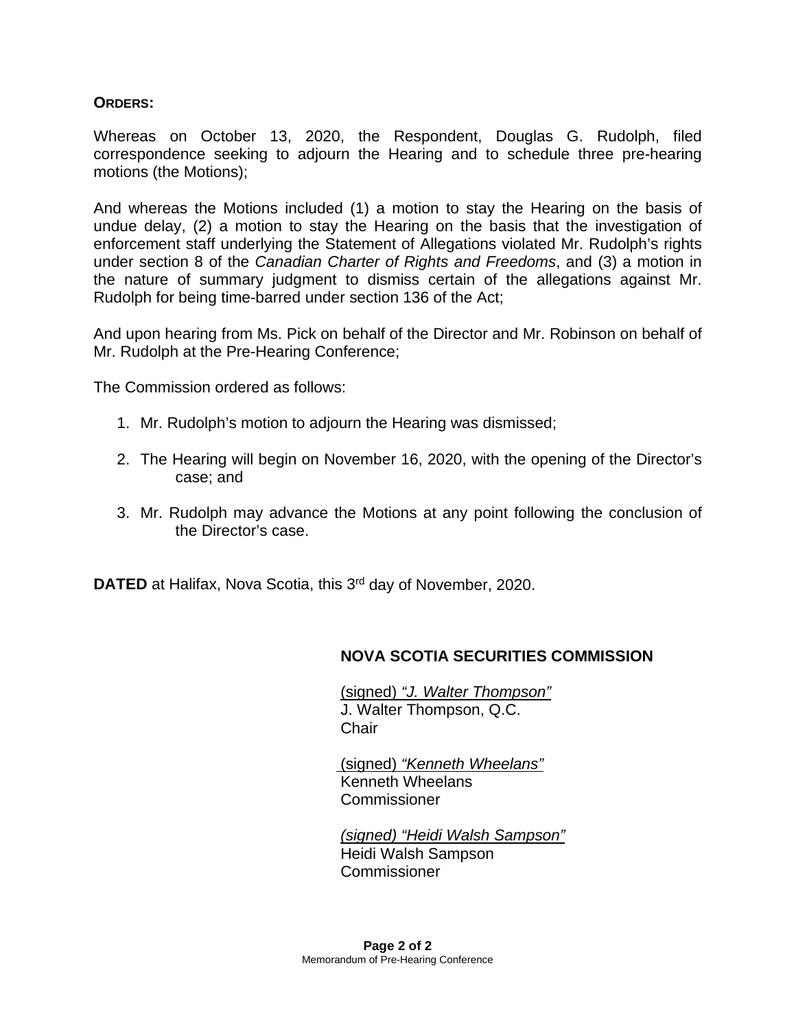**ORDERS:**

Whereas on October 13, 2020, the Respondent, Douglas G. Rudolph, filed correspondence seeking to adjourn the Hearing and to schedule three pre-hearing motions (the Motions);

And whereas the Motions included (1) a motion to stay the Hearing on the basis of undue delay, (2) a motion to stay the Hearing on the basis that the investigation of enforcement staff underlying the Statement of Allegations violated Mr. Rudolph's rights under section 8 of the *Canadian Charter of Rights and Freedoms*, and (3) a motion in the nature of summary judgment to dismiss certain of the allegations against Mr. Rudolph for being time-barred under section 136 of the Act;

And upon hearing from Ms. Pick on behalf of the Director and Mr. Robinson on behalf of Mr. Rudolph at the Pre-Hearing Conference;

The Commission ordered as follows:

1. Mr. Rudolph's motion to adjourn the Hearing was dismissed;

2. The Hearing will begin on November 16, 2020, with the opening of the Director's case; and

3. Mr. Rudolph may advance the Motions at any point following the conclusion of the Director's case.

**DATED** at Halifax, Nova Scotia, this 3rd day of November, 2020.

**NOVA SCOTIA SECURITIES COMMISSION**

(signed) *"J. Walter Thompson"*
J. Walter Thompson, Q.C.
Chair

(signed) *"Kenneth Wheelans"*
Kenneth Wheelans
Commissioner

*(signed) "Heidi Walsh Sampson"*
Heidi Walsh Sampson
Commissioner